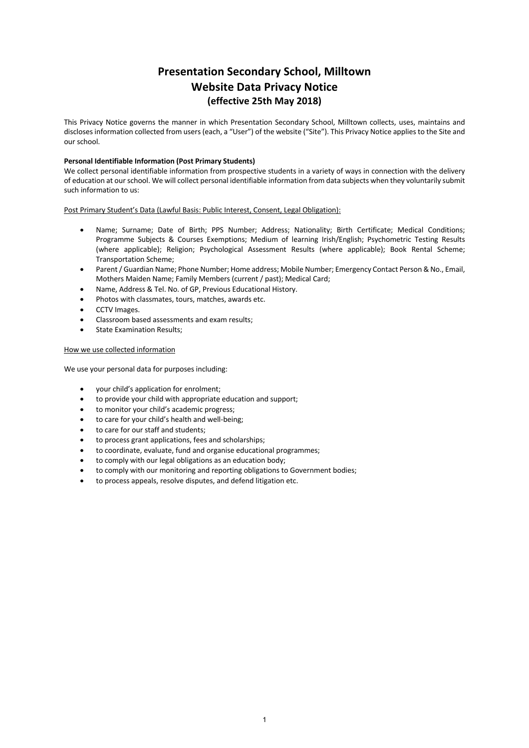# Presentation Secondary School, Milltown
# Website Data Privacy Notice
### (effective 25th May 2018)

This Privacy Notice governs the manner in which Presentation Secondary School, Milltown collects, uses, maintains and discloses information collected from users (each, a "User") of the website ("Site"). This Privacy Notice applies to the Site and our school.

**Personal Identifiable Information (Post Primary Students)**

We collect personal identifiable information from prospective students in a variety of ways in connection with the delivery of education at our school. We will collect personal identifiable information from data subjects when they voluntarily submit such information to us:

<u>Post Primary Student's Data (Lawful Basis: Public Interest, Consent, Legal Obligation):</u>

- Name; Surname; Date of Birth; PPS Number; Address; Nationality; Birth Certificate; Medical Conditions; Programme Subjects & Courses Exemptions; Medium of learning Irish/English; Psychometric Testing Results (where applicable); Religion; Psychological Assessment Results (where applicable); Book Rental Scheme; Transportation Scheme;
- Parent / Guardian Name; Phone Number; Home address; Mobile Number; Emergency Contact Person & No., Email, Mothers Maiden Name; Family Members (current / past); Medical Card;
- Name, Address & Tel. No. of GP, Previous Educational History.
- Photos with classmates, tours, matches, awards etc.
- CCTV Images.
- Classroom based assessments and exam results;
- State Examination Results;

<u>How we use collected information</u>

We use your personal data for purposes including:

- your child's application for enrolment;
- to provide your child with appropriate education and support;
- to monitor your child's academic progress;
- to care for your child's health and well-being;
- to care for our staff and students;
- to process grant applications, fees and scholarships;
- to coordinate, evaluate, fund and organise educational programmes;
- to comply with our legal obligations as an education body;
- to comply with our monitoring and reporting obligations to Government bodies;
- to process appeals, resolve disputes, and defend litigation etc.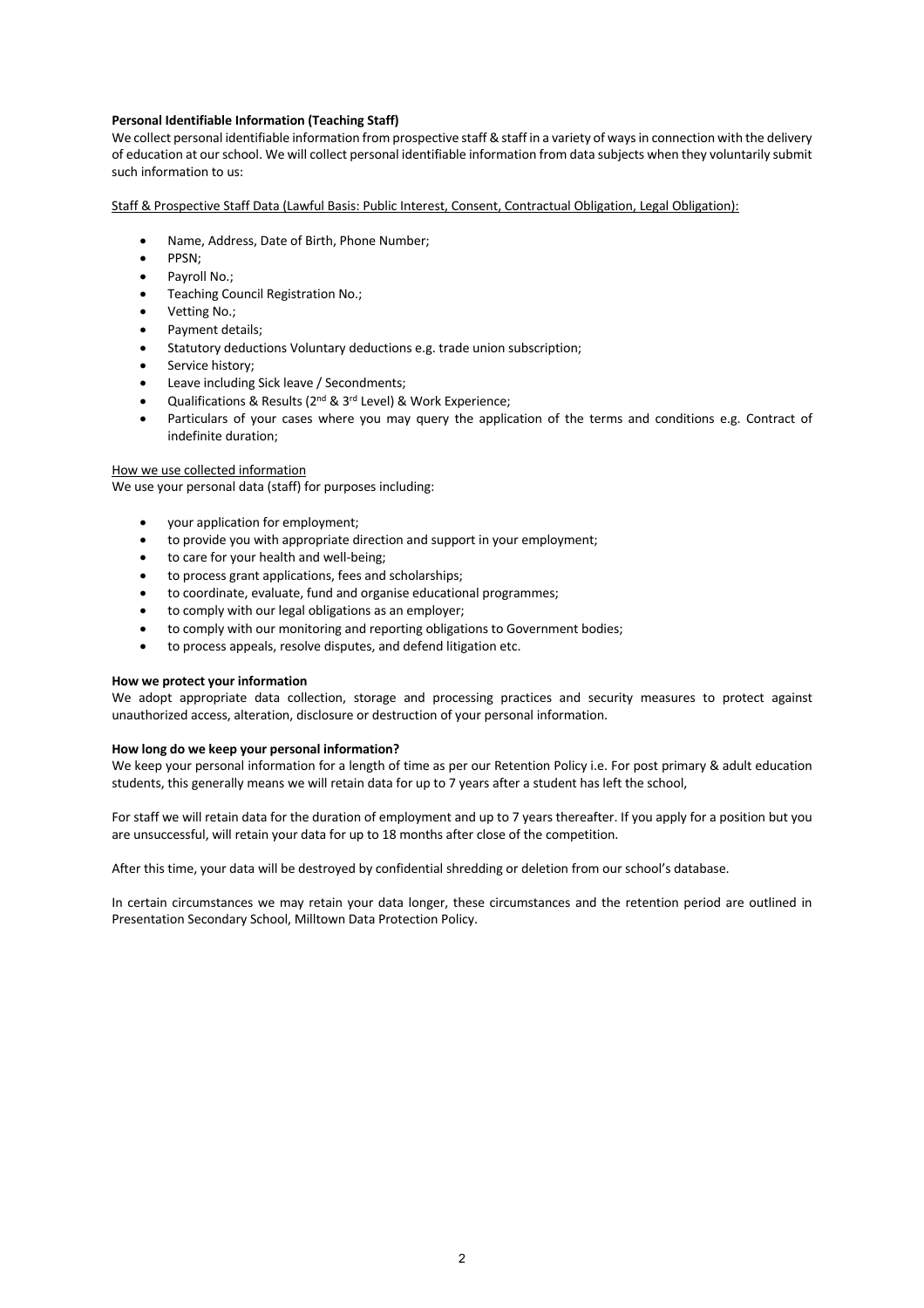**Personal Identifiable Information (Teaching Staff)**

We collect personal identifiable information from prospective staff & staff in a variety of ways in connection with the delivery of education at our school. We will collect personal identifiable information from data subjects when they voluntarily submit such information to us:

Staff & Prospective Staff Data (Lawful Basis: Public Interest, Consent, Contractual Obligation, Legal Obligation):

- Name, Address, Date of Birth, Phone Number;
- PPSN;
- Payroll No.;
- Teaching Council Registration No.;
- Vetting No.;
- Payment details;
- Statutory deductions Voluntary deductions e.g. trade union subscription;
- Service history;
- Leave including Sick leave / Secondments;
- Qualifications & Results (2nd & 3rd Level) & Work Experience;
- Particulars of your cases where you may query the application of the terms and conditions e.g. Contract of indefinite duration;

How we use collected information

We use your personal data (staff) for purposes including:

- your application for employment;
- to provide you with appropriate direction and support in your employment;
- to care for your health and well-being;
- to process grant applications, fees and scholarships;
- to coordinate, evaluate, fund and organise educational programmes;
- to comply with our legal obligations as an employer;
- to comply with our monitoring and reporting obligations to Government bodies;
- to process appeals, resolve disputes, and defend litigation etc.

**How we protect your information**

We adopt appropriate data collection, storage and processing practices and security measures to protect against unauthorized access, alteration, disclosure or destruction of your personal information.

**How long do we keep your personal information?**

We keep your personal information for a length of time as per our Retention Policy i.e. For post primary & adult education students, this generally means we will retain data for up to 7 years after a student has left the school,

For staff we will retain data for the duration of employment and up to 7 years thereafter. If you apply for a position but you are unsuccessful, will retain your data for up to 18 months after close of the competition.

After this time, your data will be destroyed by confidential shredding or deletion from our school's database.

In certain circumstances we may retain your data longer, these circumstances and the retention period are outlined in Presentation Secondary School, Milltown Data Protection Policy.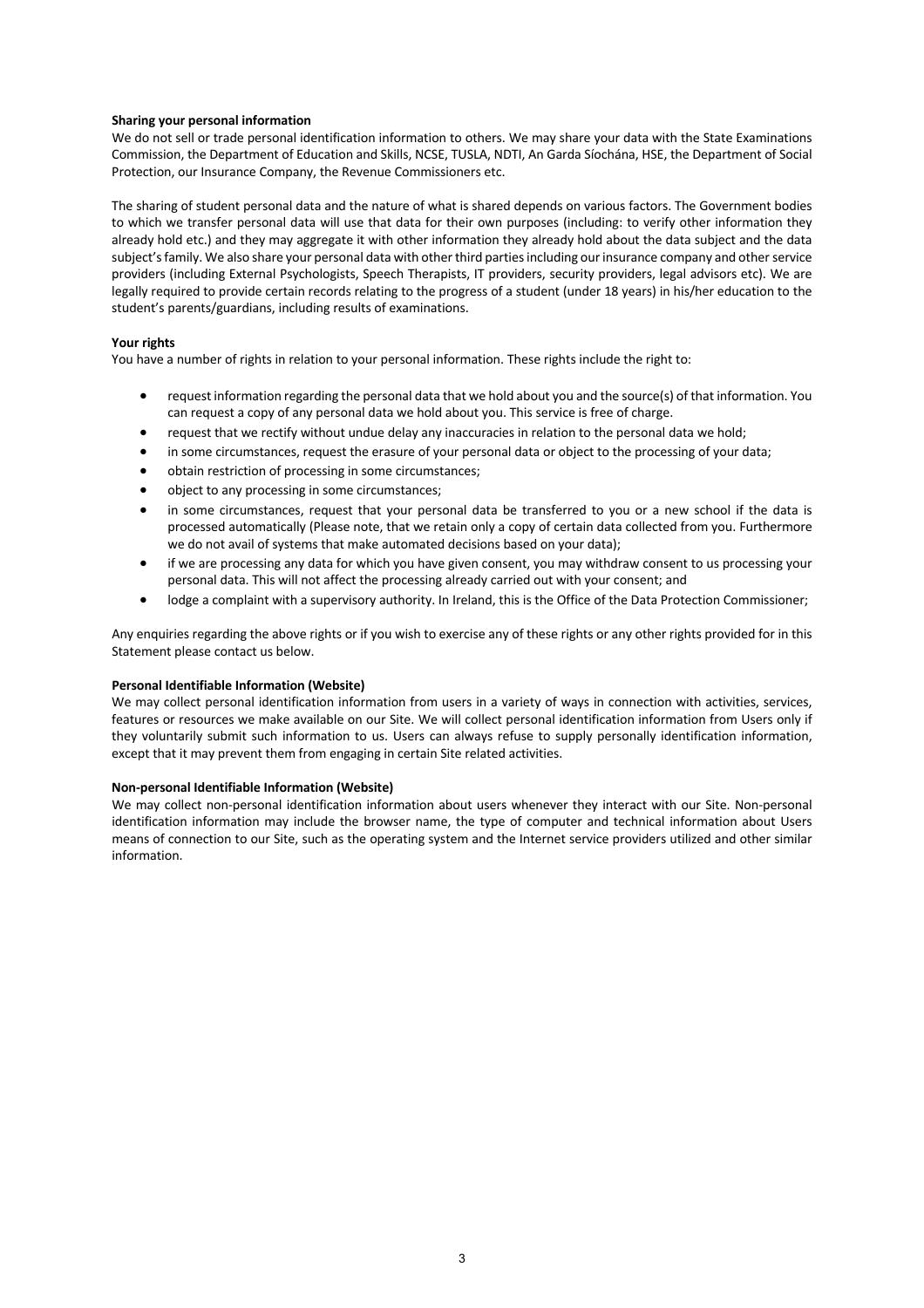**Sharing your personal information**

We do not sell or trade personal identification information to others. We may share your data with the State Examinations Commission, the Department of Education and Skills, NCSE, TUSLA, NDTI, An Garda Síochána, HSE, the Department of Social Protection, our Insurance Company, the Revenue Commissioners etc.

The sharing of student personal data and the nature of what is shared depends on various factors. The Government bodies to which we transfer personal data will use that data for their own purposes (including: to verify other information they already hold etc.) and they may aggregate it with other information they already hold about the data subject and the data subject's family. We also share your personal data with other third parties including our insurance company and other service providers (including External Psychologists, Speech Therapists, IT providers, security providers, legal advisors etc). We are legally required to provide certain records relating to the progress of a student (under 18 years) in his/her education to the student's parents/guardians, including results of examinations.

**Your rights**

You have a number of rights in relation to your personal information. These rights include the right to:

- request information regarding the personal data that we hold about you and the source(s) of that information. You can request a copy of any personal data we hold about you. This service is free of charge.
- request that we rectify without undue delay any inaccuracies in relation to the personal data we hold;
- in some circumstances, request the erasure of your personal data or object to the processing of your data;
- obtain restriction of processing in some circumstances;
- object to any processing in some circumstances;
- in some circumstances, request that your personal data be transferred to you or a new school if the data is processed automatically (Please note, that we retain only a copy of certain data collected from you. Furthermore we do not avail of systems that make automated decisions based on your data);
- if we are processing any data for which you have given consent, you may withdraw consent to us processing your personal data. This will not affect the processing already carried out with your consent; and
- lodge a complaint with a supervisory authority. In Ireland, this is the Office of the Data Protection Commissioner;

Any enquiries regarding the above rights or if you wish to exercise any of these rights or any other rights provided for in this Statement please contact us below.

**Personal Identifiable Information (Website)**

We may collect personal identification information from users in a variety of ways in connection with activities, services, features or resources we make available on our Site. We will collect personal identification information from Users only if they voluntarily submit such information to us. Users can always refuse to supply personally identification information, except that it may prevent them from engaging in certain Site related activities.

**Non-personal Identifiable Information (Website)**

We may collect non-personal identification information about users whenever they interact with our Site. Non-personal identification information may include the browser name, the type of computer and technical information about Users means of connection to our Site, such as the operating system and the Internet service providers utilized and other similar information.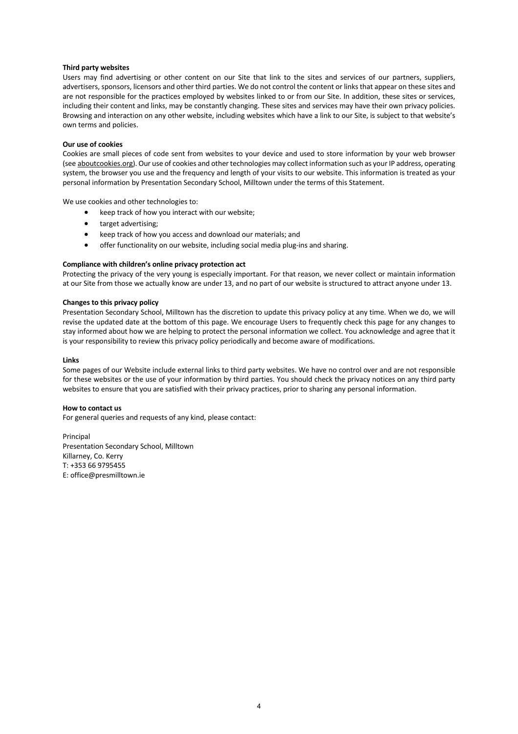**Third party websites**

Users may find advertising or other content on our Site that link to the sites and services of our partners, suppliers, advertisers, sponsors, licensors and other third parties. We do not control the content or links that appear on these sites and are not responsible for the practices employed by websites linked to or from our Site. In addition, these sites or services, including their content and links, may be constantly changing. These sites and services may have their own privacy policies. Browsing and interaction on any other website, including websites which have a link to our Site, is subject to that website's own terms and policies.

**Our use of cookies**

Cookies are small pieces of code sent from websites to your device and used to store information by your web browser (see aboutcookies.org). Our use of cookies and other technologies may collect information such as your IP address, operating system, the browser you use and the frequency and length of your visits to our website. This information is treated as your personal information by Presentation Secondary School, Milltown under the terms of this Statement.

We use cookies and other technologies to:

- keep track of how you interact with our website;
- target advertising;
- keep track of how you access and download our materials; and
- offer functionality on our website, including social media plug-ins and sharing.

**Compliance with children's online privacy protection act**

Protecting the privacy of the very young is especially important. For that reason, we never collect or maintain information at our Site from those we actually know are under 13, and no part of our website is structured to attract anyone under 13.

**Changes to this privacy policy**

Presentation Secondary School, Milltown has the discretion to update this privacy policy at any time. When we do, we will revise the updated date at the bottom of this page. We encourage Users to frequently check this page for any changes to stay informed about how we are helping to protect the personal information we collect. You acknowledge and agree that it is your responsibility to review this privacy policy periodically and become aware of modifications.

**Links**

Some pages of our Website include external links to third party websites. We have no control over and are not responsible for these websites or the use of your information by third parties. You should check the privacy notices on any third party websites to ensure that you are satisfied with their privacy practices, prior to sharing any personal information.

**How to contact us**

For general queries and requests of any kind, please contact:

Principal
Presentation Secondary School, Milltown
Killarney, Co. Kerry
T: +353 66 9795455
E: office@presmilltown.ie